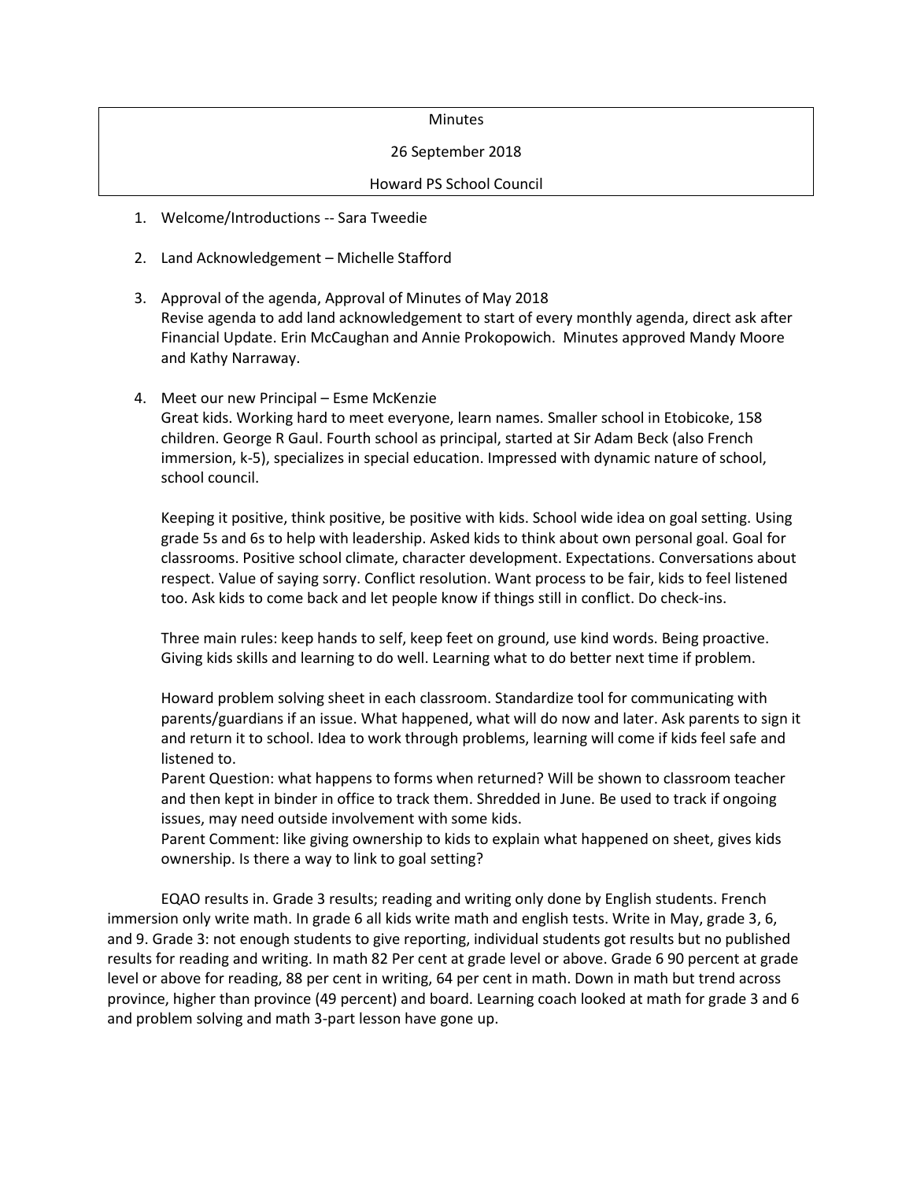Minutes

26 September 2018

Howard PS School Council

1. Welcome/Introductions -- Sara Tweedie

2. Land Acknowledgement – Michelle Stafford

3. Approval of the agenda, Approval of Minutes of May 2018
   Revise agenda to add land acknowledgement to start of every monthly agenda, direct ask after Financial Update. Erin McCaughan and Annie Prokopowich. Minutes approved Mandy Moore and Kathy Narraway.

4. Meet our new Principal – Esme McKenzie
   Great kids. Working hard to meet everyone, learn names. Smaller school in Etobicoke, 158 children. George R Gaul. Fourth school as principal, started at Sir Adam Beck (also French immersion, k-5), specializes in special education. Impressed with dynamic nature of school, school council.

   Keeping it positive, think positive, be positive with kids. School wide idea on goal setting. Using grade 5s and 6s to help with leadership. Asked kids to think about own personal goal. Goal for classrooms. Positive school climate, character development. Expectations. Conversations about respect. Value of saying sorry. Conflict resolution. Want process to be fair, kids to feel listened too. Ask kids to come back and let people know if things still in conflict. Do check-ins.

   Three main rules: keep hands to self, keep feet on ground, use kind words. Being proactive. Giving kids skills and learning to do well. Learning what to do better next time if problem.

   Howard problem solving sheet in each classroom. Standardize tool for communicating with parents/guardians if an issue. What happened, what will do now and later. Ask parents to sign it and return it to school. Idea to work through problems, learning will come if kids feel safe and listened to.
   Parent Question: what happens to forms when returned? Will be shown to classroom teacher and then kept in binder in office to track them. Shredded in June. Be used to track if ongoing issues, may need outside involvement with some kids.
   Parent Comment: like giving ownership to kids to explain what happened on sheet, gives kids ownership. Is there a way to link to goal setting?

EQAO results in. Grade 3 results; reading and writing only done by English students. French immersion only write math. In grade 6 all kids write math and english tests. Write in May, grade 3, 6, and 9. Grade 3: not enough students to give reporting, individual students got results but no published results for reading and writing. In math 82 Per cent at grade level or above. Grade 6 90 percent at grade level or above for reading, 88 per cent in writing, 64 per cent in math. Down in math but trend across province, higher than province (49 percent) and board. Learning coach looked at math for grade 3 and 6 and problem solving and math 3-part lesson have gone up.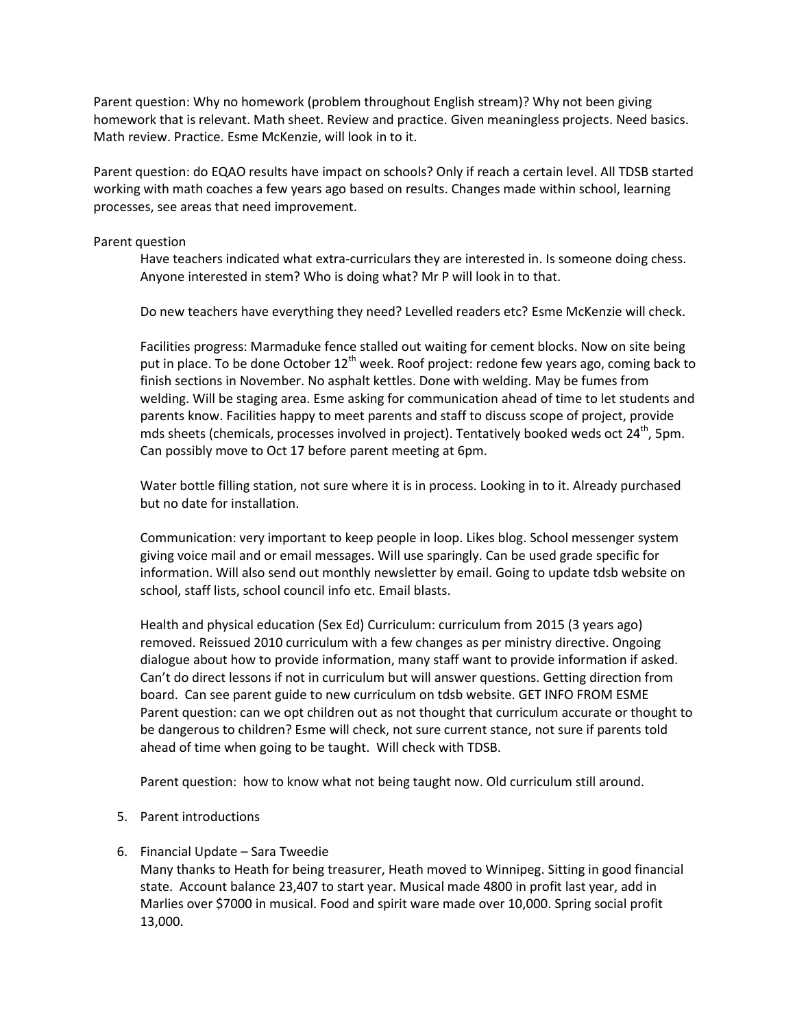Parent question: Why no homework (problem throughout English stream)? Why not been giving homework that is relevant. Math sheet. Review and practice. Given meaningless projects. Need basics. Math review. Practice. Esme McKenzie, will look in to it.

Parent question: do EQAO results have impact on schools? Only if reach a certain level. All TDSB started working with math coaches a few years ago based on results. Changes made within school, learning processes, see areas that need improvement.

Parent question

> Have teachers indicated what extra-curriculars they are interested in. Is someone doing chess. Anyone interested in stem? Who is doing what? Mr P will look in to that.
>
> Do new teachers have everything they need? Levelled readers etc? Esme McKenzie will check.
>
> Facilities progress: Marmaduke fence stalled out waiting for cement blocks. Now on site being put in place. To be done October 12th week. Roof project: redone few years ago, coming back to finish sections in November. No asphalt kettles. Done with welding. May be fumes from welding. Will be staging area. Esme asking for communication ahead of time to let students and parents know. Facilities happy to meet parents and staff to discuss scope of project, provide mds sheets (chemicals, processes involved in project). Tentatively booked weds oct 24th, 5pm. Can possibly move to Oct 17 before parent meeting at 6pm.
>
> Water bottle filling station, not sure where it is in process. Looking in to it. Already purchased but no date for installation.
>
> Communication: very important to keep people in loop. Likes blog. School messenger system giving voice mail and or email messages. Will use sparingly. Can be used grade specific for information. Will also send out monthly newsletter by email. Going to update tdsb website on school, staff lists, school council info etc. Email blasts.
>
> Health and physical education (Sex Ed) Curriculum: curriculum from 2015 (3 years ago) removed. Reissued 2010 curriculum with a few changes as per ministry directive. Ongoing dialogue about how to provide information, many staff want to provide information if asked. Can't do direct lessons if not in curriculum but will answer questions. Getting direction from board. Can see parent guide to new curriculum on tdsb website. GET INFO FROM ESME
> Parent question: can we opt children out as not thought that curriculum accurate or thought to be dangerous to children? Esme will check, not sure current stance, not sure if parents told ahead of time when going to be taught. Will check with TDSB.
>
> Parent question: how to know what not being taught now. Old curriculum still around.

5. Parent introductions

6. Financial Update – Sara Tweedie

   Many thanks to Heath for being treasurer, Heath moved to Winnipeg. Sitting in good financial state. Account balance 23,407 to start year. Musical made 4800 in profit last year, add in Marlies over $7000 in musical. Food and spirit ware made over 10,000. Spring social profit 13,000.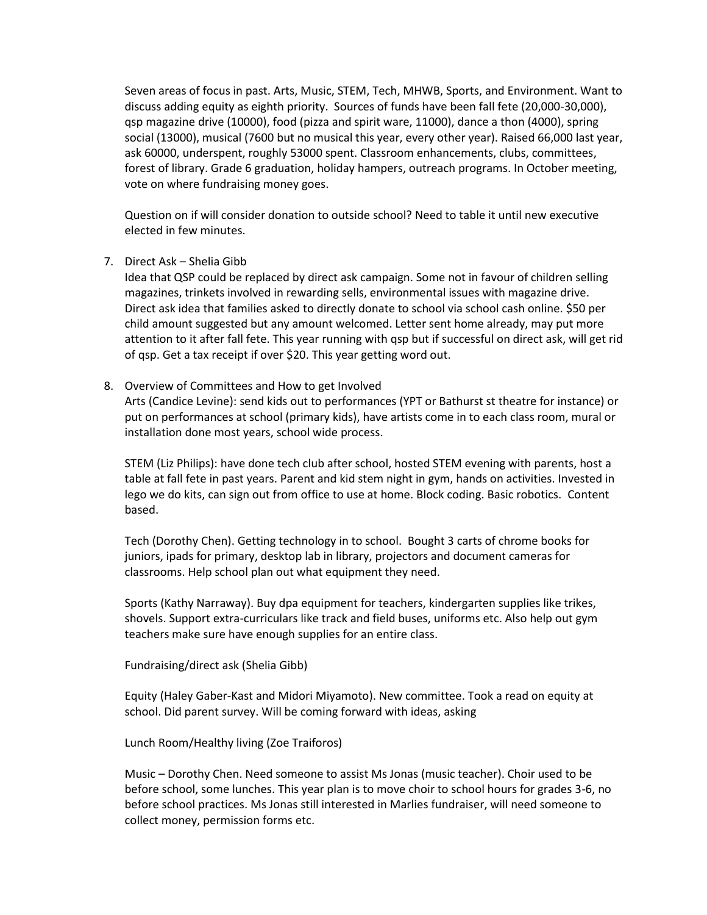Seven areas of focus in past. Arts, Music, STEM, Tech, MHWB, Sports, and Environment. Want to discuss adding equity as eighth priority. Sources of funds have been fall fete (20,000-30,000), qsp magazine drive (10000), food (pizza and spirit ware, 11000), dance a thon (4000), spring social (13000), musical (7600 but no musical this year, every other year). Raised 66,000 last year, ask 60000, underspent, roughly 53000 spent. Classroom enhancements, clubs, committees, forest of library. Grade 6 graduation, holiday hampers, outreach programs. In October meeting, vote on where fundraising money goes.

Question on if will consider donation to outside school? Need to table it until new executive elected in few minutes.

7. Direct Ask – Shelia Gibb

   Idea that QSP could be replaced by direct ask campaign. Some not in favour of children selling magazines, trinkets involved in rewarding sells, environmental issues with magazine drive. Direct ask idea that families asked to directly donate to school via school cash online. $50 per child amount suggested but any amount welcomed. Letter sent home already, may put more attention to it after fall fete. This year running with qsp but if successful on direct ask, will get rid of qsp. Get a tax receipt if over $20. This year getting word out.

8. Overview of Committees and How to get Involved

   Arts (Candice Levine): send kids out to performances (YPT or Bathurst st theatre for instance) or put on performances at school (primary kids), have artists come in to each class room, mural or installation done most years, school wide process.

   STEM (Liz Philips): have done tech club after school, hosted STEM evening with parents, host a table at fall fete in past years. Parent and kid stem night in gym, hands on activities. Invested in lego we do kits, can sign out from office to use at home. Block coding. Basic robotics. Content based.

   Tech (Dorothy Chen). Getting technology in to school. Bought 3 carts of chrome books for juniors, ipads for primary, desktop lab in library, projectors and document cameras for classrooms. Help school plan out what equipment they need.

   Sports (Kathy Narraway). Buy dpa equipment for teachers, kindergarten supplies like trikes, shovels. Support extra-curriculars like track and field buses, uniforms etc. Also help out gym teachers make sure have enough supplies for an entire class.

   Fundraising/direct ask (Shelia Gibb)

   Equity (Haley Gaber-Kast and Midori Miyamoto). New committee. Took a read on equity at school. Did parent survey. Will be coming forward with ideas, asking

   Lunch Room/Healthy living (Zoe Traiforos)

   Music – Dorothy Chen. Need someone to assist Ms Jonas (music teacher). Choir used to be before school, some lunches. This year plan is to move choir to school hours for grades 3-6, no before school practices. Ms Jonas still interested in Marlies fundraiser, will need someone to collect money, permission forms etc.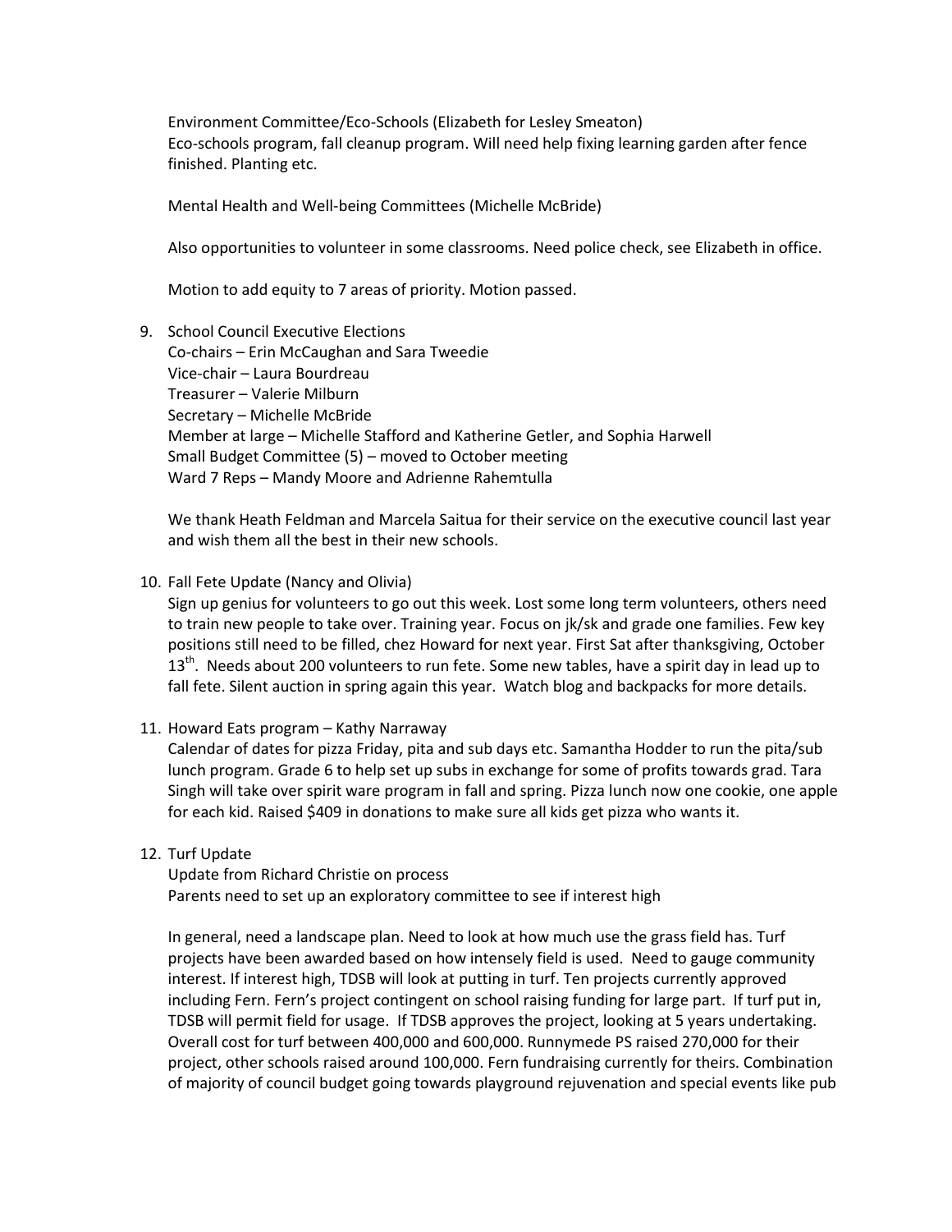Environment Committee/Eco-Schools (Elizabeth for Lesley Smeaton)
Eco-schools program, fall cleanup program. Will need help fixing learning garden after fence finished. Planting etc.

Mental Health and Well-being Committees (Michelle McBride)

Also opportunities to volunteer in some classrooms. Need police check, see Elizabeth in office.

Motion to add equity to 7 areas of priority. Motion passed.

9. School Council Executive Elections
   Co-chairs – Erin McCaughan and Sara Tweedie
   Vice-chair – Laura Bourdreau
   Treasurer – Valerie Milburn
   Secretary – Michelle McBride
   Member at large – Michelle Stafford and Katherine Getler, and Sophia Harwell
   Small Budget Committee (5) – moved to October meeting
   Ward 7 Reps – Mandy Moore and Adrienne Rahemtulla

   We thank Heath Feldman and Marcela Saitua for their service on the executive council last year and wish them all the best in their new schools.

10. Fall Fete Update (Nancy and Olivia)
    Sign up genius for volunteers to go out this week. Lost some long term volunteers, others need to train new people to take over. Training year. Focus on jk/sk and grade one families. Few key positions still need to be filled, chez Howard for next year. First Sat after thanksgiving, October 13th. Needs about 200 volunteers to run fete. Some new tables, have a spirit day in lead up to fall fete. Silent auction in spring again this year. Watch blog and backpacks for more details.

11. Howard Eats program – Kathy Narraway
    Calendar of dates for pizza Friday, pita and sub days etc. Samantha Hodder to run the pita/sub lunch program. Grade 6 to help set up subs in exchange for some of profits towards grad. Tara Singh will take over spirit ware program in fall and spring. Pizza lunch now one cookie, one apple for each kid. Raised $409 in donations to make sure all kids get pizza who wants it.

12. Turf Update
    Update from Richard Christie on process
    Parents need to set up an exploratory committee to see if interest high

    In general, need a landscape plan. Need to look at how much use the grass field has. Turf projects have been awarded based on how intensely field is used. Need to gauge community interest. If interest high, TDSB will look at putting in turf. Ten projects currently approved including Fern. Fern's project contingent on school raising funding for large part. If turf put in, TDSB will permit field for usage. If TDSB approves the project, looking at 5 years undertaking. Overall cost for turf between 400,000 and 600,000. Runnymede PS raised 270,000 for their project, other schools raised around 100,000. Fern fundraising currently for theirs. Combination of majority of council budget going towards playground rejuvenation and special events like pub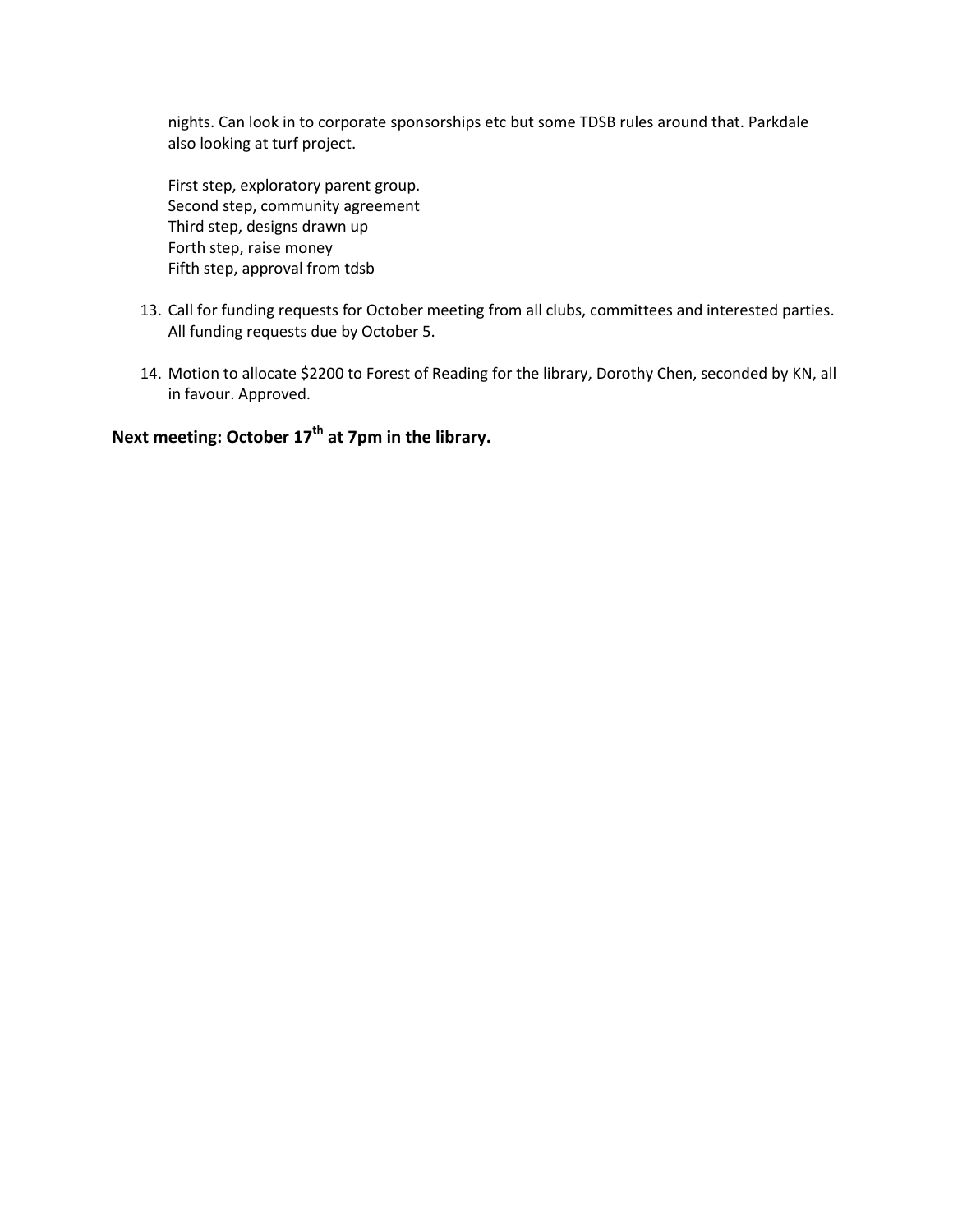nights. Can look in to corporate sponsorships etc but some TDSB rules around that. Parkdale also looking at turf project.

First step, exploratory parent group.
Second step, community agreement
Third step, designs drawn up
Forth step, raise money
Fifth step, approval from tdsb

13. Call for funding requests for October meeting from all clubs, committees and interested parties. All funding requests due by October 5.

14. Motion to allocate $2200 to Forest of Reading for the library, Dorothy Chen, seconded by KN, all in favour. Approved.

**Next meeting: October 17th at 7pm in the library.**